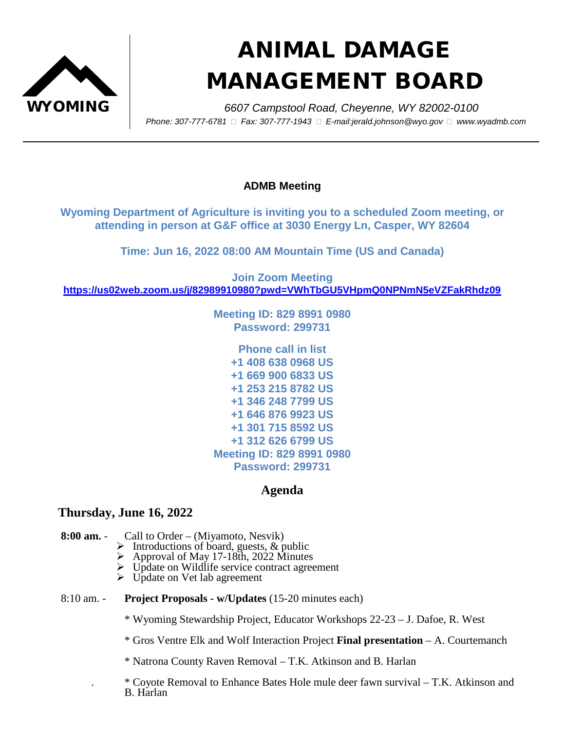WYOMING

# ANIMAL DAMAGE MANAGEMENT BOARD

*6607 Campstool Road, Cheyenne, WY 82002-0100*

*Phone: 307-777-6781 Fax: 307-777-1943 E-mail:jerald.johnson@wyo.gov www.wyadmb.com*

---

**ADMB Meeting**

**Wyoming Department of Agriculture is inviting you to a scheduled Zoom meeting, or attending in person at G&F office at 3030 Energy Ln, Casper, WY 82604**

**Time: Jun 16, 2022 08:00 AM Mountain Time (US and Canada)**

**Join Zoom Meeting**
**https://us02web.zoom.us/j/82989910980?pwd=VWhTbGU5VHpmQ0NPNmN5eVZFakRhdz09**

**Meeting ID: 829 8991 0980**
**Password: 299731**

**Phone call in list**
**+1 408 638 0968 US**
**+1 669 900 6833 US**
**+1 253 215 8782 US**
**+1 346 248 7799 US**
**+1 646 876 9923 US**
**+1 301 715 8592 US**
**+1 312 626 6799 US**
**Meeting ID: 829 8991 0980**
**Password: 299731**

## Agenda

### Thursday, June 16, 2022

**8:00 am.** - Call to Order – (Miyamoto, Nesvik)

- Introductions of board, guests, & public
- Approval of May 17-18th, 2022 Minutes
- Update on Wildlife service contract agreement
- Update on Vet lab agreement

8:10 am. - **Project Proposals - w/Updates** (15-20 minutes each)

* Wyoming Stewardship Project, Educator Workshops 22-23 – J. Dafoe, R. West

* Gros Ventre Elk and Wolf Interaction Project **Final presentation** – A. Courtemanch

* Natrona County Raven Removal – T.K. Atkinson and B. Harlan

* Coyote Removal to Enhance Bates Hole mule deer fawn survival – T.K. Atkinson and B. Harlan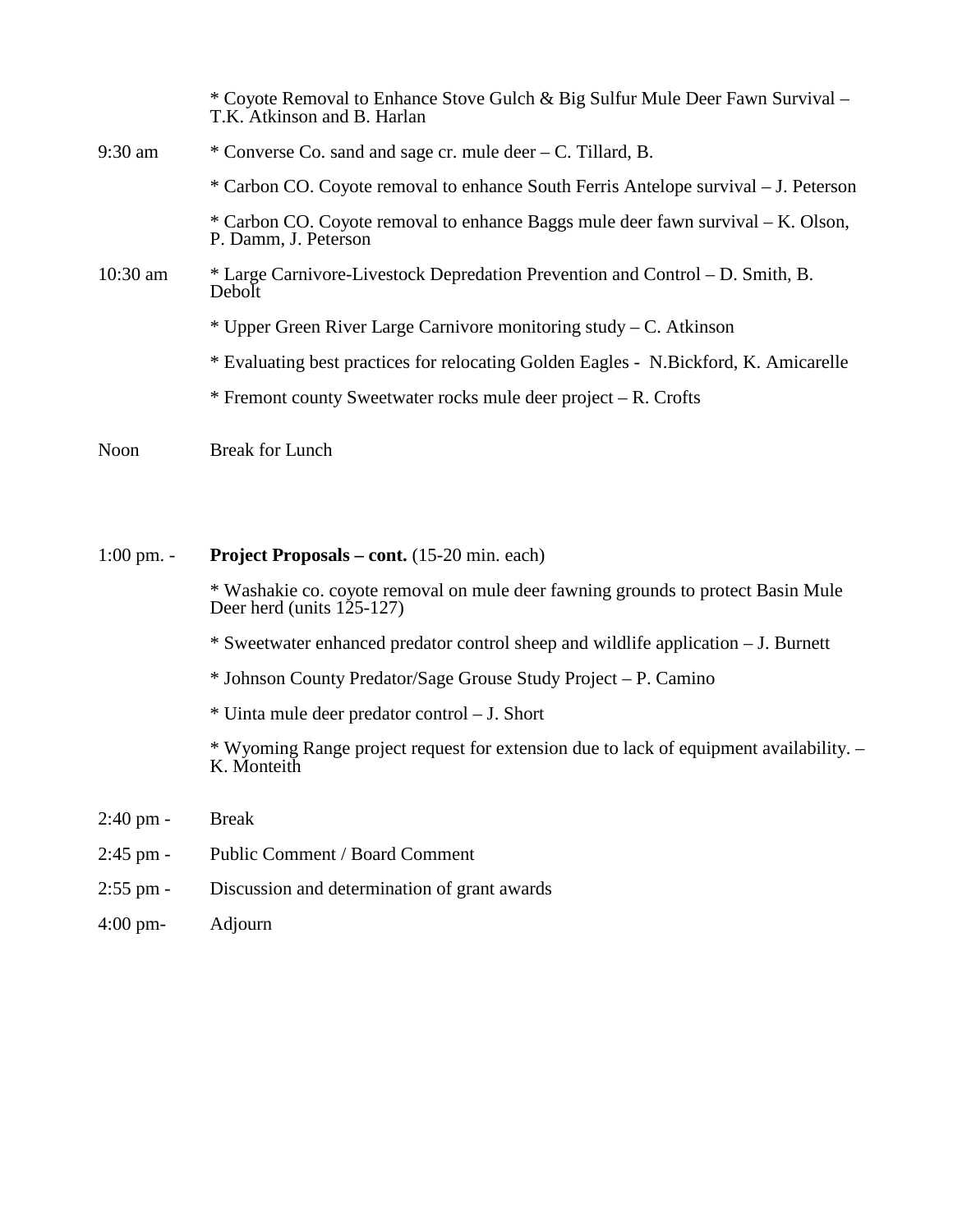* Coyote Removal to Enhance Stove Gulch & Big Sulfur Mule Deer Fawn Survival – T.K. Atkinson and B. Harlan

9:30 am — * Converse Co. sand and sage cr. mule deer – C. Tillard, B.

* Carbon CO. Coyote removal to enhance South Ferris Antelope survival – J. Peterson

* Carbon CO. Coyote removal to enhance Baggs mule deer fawn survival – K. Olson, P. Damm, J. Peterson

10:30 am — * Large Carnivore-Livestock Depredation Prevention and Control – D. Smith, B. Debolt

* Upper Green River Large Carnivore monitoring study – C. Atkinson

* Evaluating best practices for relocating Golden Eagles - N.Bickford, K. Amicarelle

* Fremont county Sweetwater rocks mule deer project – R. Crofts

Noon — Break for Lunch

1:00 pm. - **Project Proposals – cont.** (15-20 min. each)

* Washakie co. coyote removal on mule deer fawning grounds to protect Basin Mule Deer herd (units 125-127)

* Sweetwater enhanced predator control sheep and wildlife application – J. Burnett

* Johnson County Predator/Sage Grouse Study Project – P. Camino

* Uinta mule deer predator control – J. Short

* Wyoming Range project request for extension due to lack of equipment availability. – K. Monteith

2:40 pm - Break

2:45 pm - Public Comment / Board Comment

2:55 pm - Discussion and determination of grant awards

4:00 pm- Adjourn